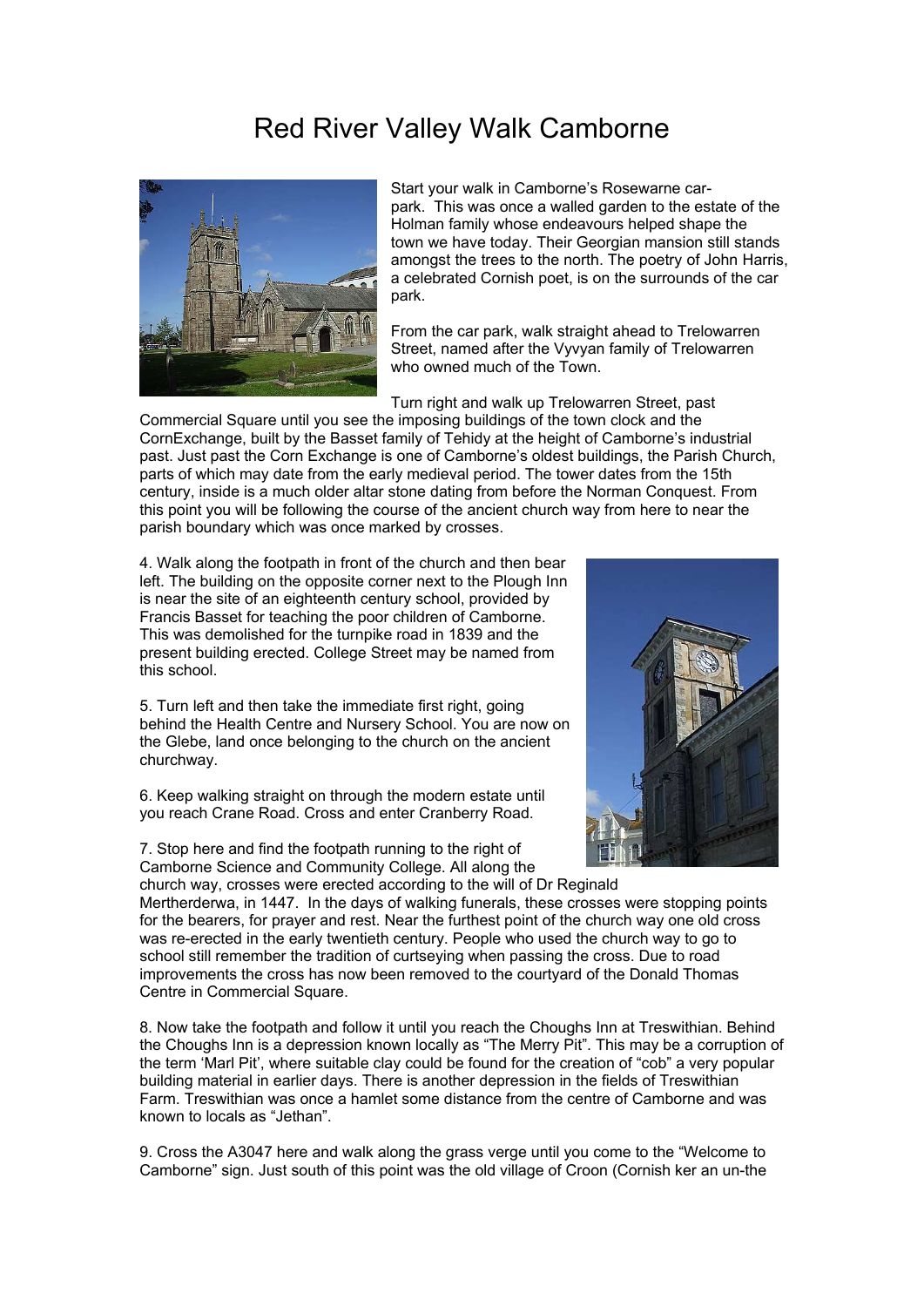# Red River Valley Walk Camborne

Start your walk in Camborne's Rosewarne car-park. This was once a walled garden to the estate of the Holman family whose endeavours helped shape the town we have today. Their Georgian mansion still stands amongst the trees to the north. The poetry of John Harris, a celebrated Cornish poet, is on the surrounds of the car park.

From the car park, walk straight ahead to Trelowarren Street, named after the Vyvyan family of Trelowarren who owned much of the Town.

Turn right and walk up Trelowarren Street, past Commercial Square until you see the imposing buildings of the town clock and the CornExchange, built by the Basset family of Tehidy at the height of Camborne's industrial past. Just past the Corn Exchange is one of Camborne's oldest buildings, the Parish Church, parts of which may date from the early medieval period. The tower dates from the 15th century, inside is a much older altar stone dating from before the Norman Conquest. From this point you will be following the course of the ancient church way from here to near the parish boundary which was once marked by crosses.

4. Walk along the footpath in front of the church and then bear left. The building on the opposite corner next to the Plough Inn is near the site of an eighteenth century school, provided by Francis Basset for teaching the poor children of Camborne. This was demolished for the turnpike road in 1839 and the present building erected. College Street may be named from this school.

5. Turn left and then take the immediate first right, going behind the Health Centre and Nursery School. You are now on the Glebe, land once belonging to the church on the ancient churchway.

6. Keep walking straight on through the modern estate until you reach Crane Road. Cross and enter Cranberry Road.

7. Stop here and find the footpath running to the right of Camborne Science and Community College. All along the church way, crosses were erected according to the will of Dr Reginald Mertherderwa, in 1447. In the days of walking funerals, these crosses were stopping points for the bearers, for prayer and rest. Near the furthest point of the church way one old cross was re-erected in the early twentieth century. People who used the church way to go to school still remember the tradition of curtseying when passing the cross. Due to road improvements the cross has now been removed to the courtyard of the Donald Thomas Centre in Commercial Square.

8. Now take the footpath and follow it until you reach the Choughs Inn at Treswithian. Behind the Choughs Inn is a depression known locally as "The Merry Pit". This may be a corruption of the term 'Marl Pit', where suitable clay could be found for the creation of "cob" a very popular building material in earlier days. There is another depression in the fields of Treswithian Farm. Treswithian was once a hamlet some distance from the centre of Camborne and was known to locals as "Jethan".

9. Cross the A3047 here and walk along the grass verge until you come to the "Welcome to Camborne" sign. Just south of this point was the old village of Croon (Cornish ker an un-the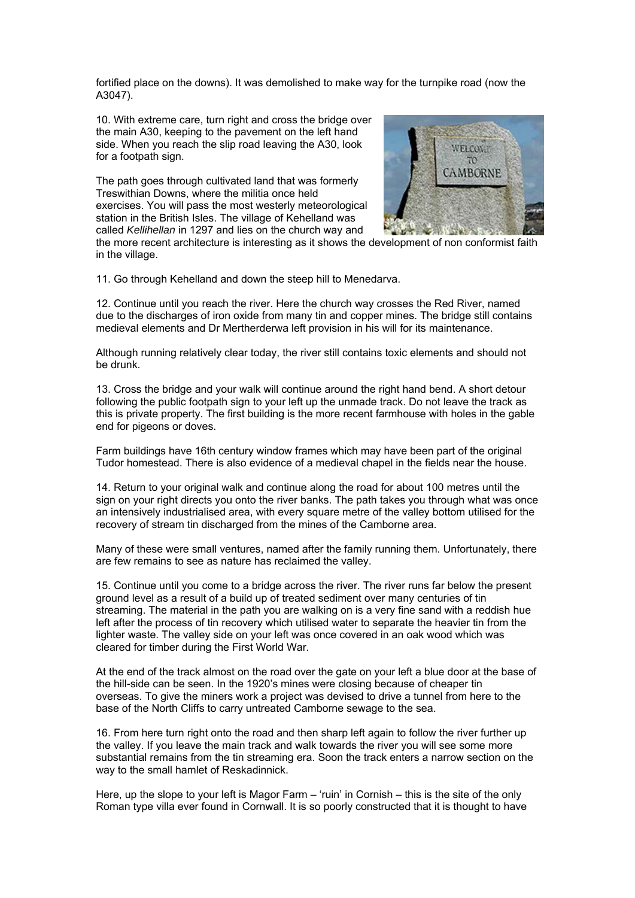fortified place on the downs). It was demolished to make way for the turnpike road (now the A3047).

10. With extreme care, turn right and cross the bridge over the main A30, keeping to the pavement on the left hand side. When you reach the slip road leaving the A30, look for a footpath sign.

The path goes through cultivated land that was formerly Treswithian Downs, where the militia once held exercises. You will pass the most westerly meteorological station in the British Isles. The village of Kehelland was called *Kellihellan* in 1297 and lies on the church way and the more recent architecture is interesting as it shows the development of non conformist faith in the village.

11. Go through Kehelland and down the steep hill to Menedarva.

12. Continue until you reach the river. Here the church way crosses the Red River, named due to the discharges of iron oxide from many tin and copper mines. The bridge still contains medieval elements and Dr Mertherderwa left provision in his will for its maintenance.

Although running relatively clear today, the river still contains toxic elements and should not be drunk.

13. Cross the bridge and your walk will continue around the right hand bend. A short detour following the public footpath sign to your left up the unmade track. Do not leave the track as this is private property. The first building is the more recent farmhouse with holes in the gable end for pigeons or doves.

Farm buildings have 16th century window frames which may have been part of the original Tudor homestead. There is also evidence of a medieval chapel in the fields near the house.

14. Return to your original walk and continue along the road for about 100 metres until the sign on your right directs you onto the river banks. The path takes you through what was once an intensively industrialised area, with every square metre of the valley bottom utilised for the recovery of stream tin discharged from the mines of the Camborne area.

Many of these were small ventures, named after the family running them. Unfortunately, there are few remains to see as nature has reclaimed the valley.

15. Continue until you come to a bridge across the river. The river runs far below the present ground level as a result of a build up of treated sediment over many centuries of tin streaming. The material in the path you are walking on is a very fine sand with a reddish hue left after the process of tin recovery which utilised water to separate the heavier tin from the lighter waste. The valley side on your left was once covered in an oak wood which was cleared for timber during the First World War.

At the end of the track almost on the road over the gate on your left a blue door at the base of the hill-side can be seen. In the 1920's mines were closing because of cheaper tin overseas. To give the miners work a project was devised to drive a tunnel from here to the base of the North Cliffs to carry untreated Camborne sewage to the sea.

16. From here turn right onto the road and then sharp left again to follow the river further up the valley. If you leave the main track and walk towards the river you will see some more substantial remains from the tin streaming era. Soon the track enters a narrow section on the way to the small hamlet of Reskadinnick.

Here, up the slope to your left is Magor Farm – 'ruin' in Cornish – this is the site of the only Roman type villa ever found in Cornwall. It is so poorly constructed that it is thought to have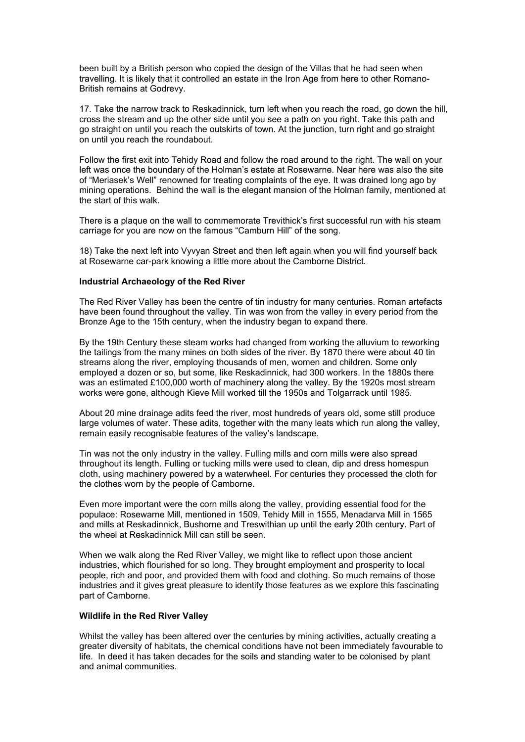been built by a British person who copied the design of the Villas that he had seen when travelling. It is likely that it controlled an estate in the Iron Age from here to other Romano-British remains at Godrevy.

17. Take the narrow track to Reskadinnick, turn left when you reach the road, go down the hill, cross the stream and up the other side until you see a path on you right. Take this path and go straight on until you reach the outskirts of town. At the junction, turn right and go straight on until you reach the roundabout.

Follow the first exit into Tehidy Road and follow the road around to the right. The wall on your left was once the boundary of the Holman's estate at Rosewarne. Near here was also the site of "Meriasek's Well" renowned for treating complaints of the eye. It was drained long ago by mining operations. Behind the wall is the elegant mansion of the Holman family, mentioned at the start of this walk.

There is a plaque on the wall to commemorate Trevithick's first successful run with his steam carriage for you are now on the famous "Camburn Hill" of the song.

18) Take the next left into Vyvyan Street and then left again when you will find yourself back at Rosewarne car-park knowing a little more about the Camborne District.

**Industrial Archaeology of the Red River**

The Red River Valley has been the centre of tin industry for many centuries. Roman artefacts have been found throughout the valley. Tin was won from the valley in every period from the Bronze Age to the 15th century, when the industry began to expand there.

By the 19th Century these steam works had changed from working the alluvium to reworking the tailings from the many mines on both sides of the river. By 1870 there were about 40 tin streams along the river, employing thousands of men, women and children. Some only employed a dozen or so, but some, like Reskadinnick, had 300 workers. In the 1880s there was an estimated £100,000 worth of machinery along the valley. By the 1920s most stream works were gone, although Kieve Mill worked till the 1950s and Tolgarrack until 1985.

About 20 mine drainage adits feed the river, most hundreds of years old, some still produce large volumes of water. These adits, together with the many leats which run along the valley, remain easily recognisable features of the valley's landscape.

Tin was not the only industry in the valley. Fulling mills and corn mills were also spread throughout its length. Fulling or tucking mills were used to clean, dip and dress homespun cloth, using machinery powered by a waterwheel. For centuries they processed the cloth for the clothes worn by the people of Camborne.

Even more important were the corn mills along the valley, providing essential food for the populace: Rosewarne Mill, mentioned in 1509, Tehidy Mill in 1555, Menadarva Mill in 1565 and mills at Reskadinnick, Bushorne and Treswithian up until the early 20th century. Part of the wheel at Reskadinnick Mill can still be seen.

When we walk along the Red River Valley, we might like to reflect upon those ancient industries, which flourished for so long. They brought employment and prosperity to local people, rich and poor, and provided them with food and clothing. So much remains of those industries and it gives great pleasure to identify those features as we explore this fascinating part of Camborne.

**Wildlife in the Red River Valley**

Whilst the valley has been altered over the centuries by mining activities, actually creating a greater diversity of habitats, the chemical conditions have not been immediately favourable to life. In deed it has taken decades for the soils and standing water to be colonised by plant and animal communities.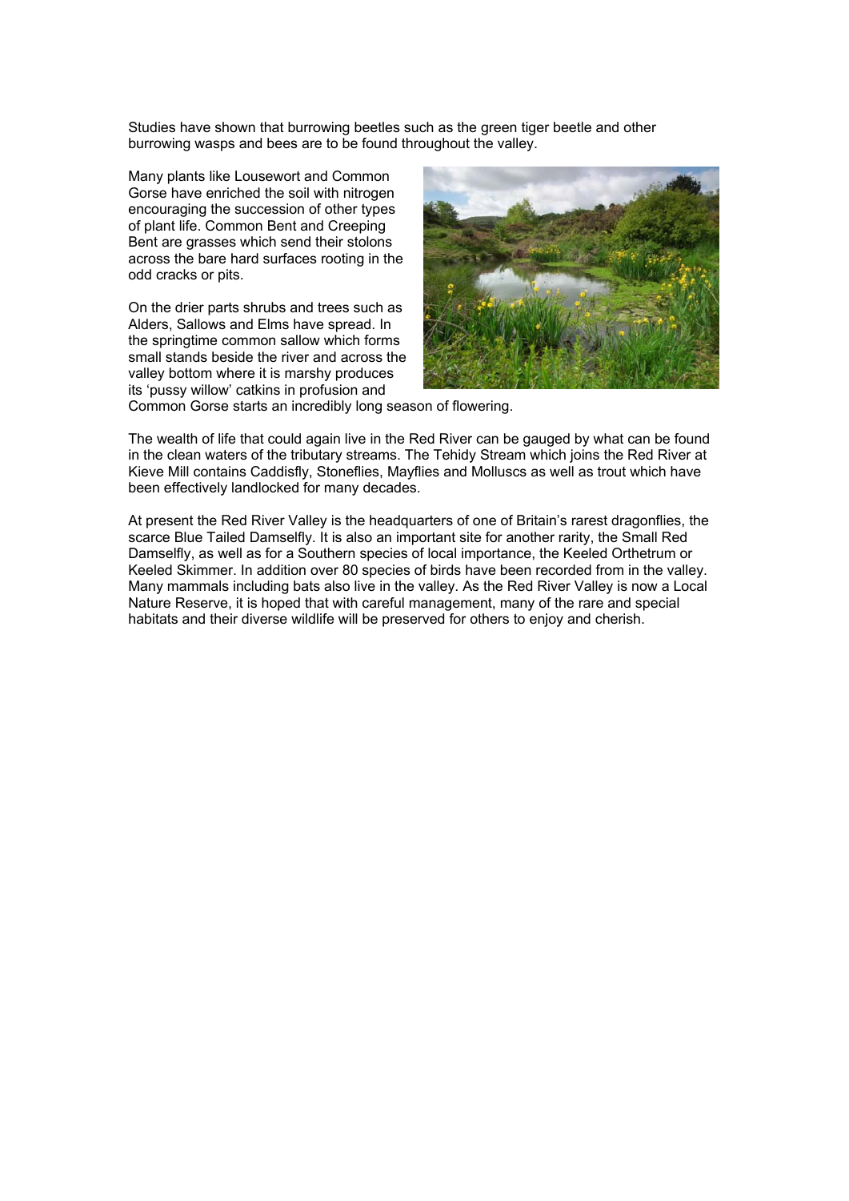Studies have shown that burrowing beetles such as the green tiger beetle and other burrowing wasps and bees are to be found throughout the valley.

Many plants like Lousewort and Common Gorse have enriched the soil with nitrogen encouraging the succession of other types of plant life. Common Bent and Creeping Bent are grasses which send their stolons across the bare hard surfaces rooting in the odd cracks or pits.

On the drier parts shrubs and trees such as Alders, Sallows and Elms have spread. In the springtime common sallow which forms small stands beside the river and across the valley bottom where it is marshy produces its 'pussy willow' catkins in profusion and Common Gorse starts an incredibly long season of flowering.

The wealth of life that could again live in the Red River can be gauged by what can be found in the clean waters of the tributary streams. The Tehidy Stream which joins the Red River at Kieve Mill contains Caddisfly, Stoneflies, Mayflies and Molluscs as well as trout which have been effectively landlocked for many decades.

At present the Red River Valley is the headquarters of one of Britain's rarest dragonflies, the scarce Blue Tailed Damselfly. It is also an important site for another rarity, the Small Red Damselfly, as well as for a Southern species of local importance, the Keeled Orthetrum or Keeled Skimmer. In addition over 80 species of birds have been recorded from in the valley. Many mammals including bats also live in the valley. As the Red River Valley is now a Local Nature Reserve, it is hoped that with careful management, many of the rare and special habitats and their diverse wildlife will be preserved for others to enjoy and cherish.